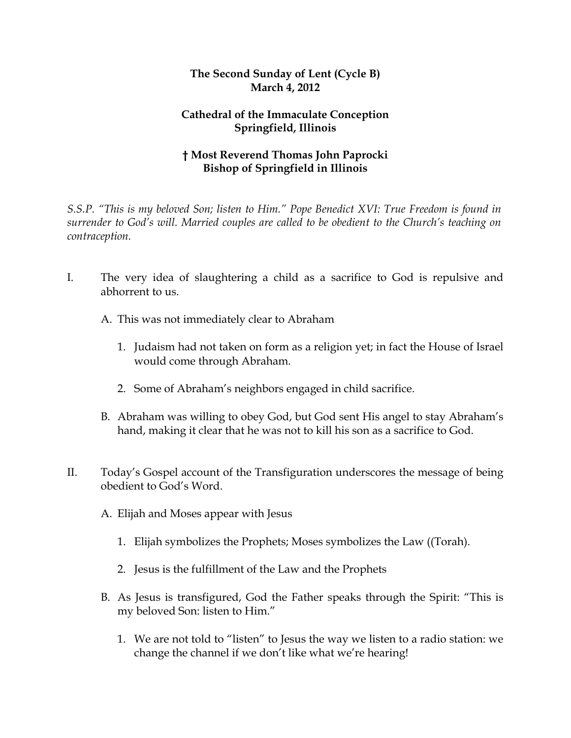**The Second Sunday of Lent (Cycle B)**
**March 4, 2012**

**Cathedral of the Immaculate Conception**
**Springfield, Illinois**

**† Most Reverend Thomas John Paprocki**
**Bishop of Springfield in Illinois**

*S.S.P. "This is my beloved Son; listen to Him." Pope Benedict XVI: True Freedom is found in surrender to God's will. Married couples are called to be obedient to the Church's teaching on contraception.*

I. The very idea of slaughtering a child as a sacrifice to God is repulsive and abhorrent to us.

   A. This was not immediately clear to Abraham

      1. Judaism had not taken on form as a religion yet; in fact the House of Israel would come through Abraham.

      2. Some of Abraham's neighbors engaged in child sacrifice.

   B. Abraham was willing to obey God, but God sent His angel to stay Abraham's hand, making it clear that he was not to kill his son as a sacrifice to God.

II. Today's Gospel account of the Transfiguration underscores the message of being obedient to God's Word.

   A. Elijah and Moses appear with Jesus

      1. Elijah symbolizes the Prophets; Moses symbolizes the Law ((Torah).

      2. Jesus is the fulfillment of the Law and the Prophets

   B. As Jesus is transfigured, God the Father speaks through the Spirit: "This is my beloved Son: listen to Him."

      1. We are not told to "listen" to Jesus the way we listen to a radio station: we change the channel if we don't like what we're hearing!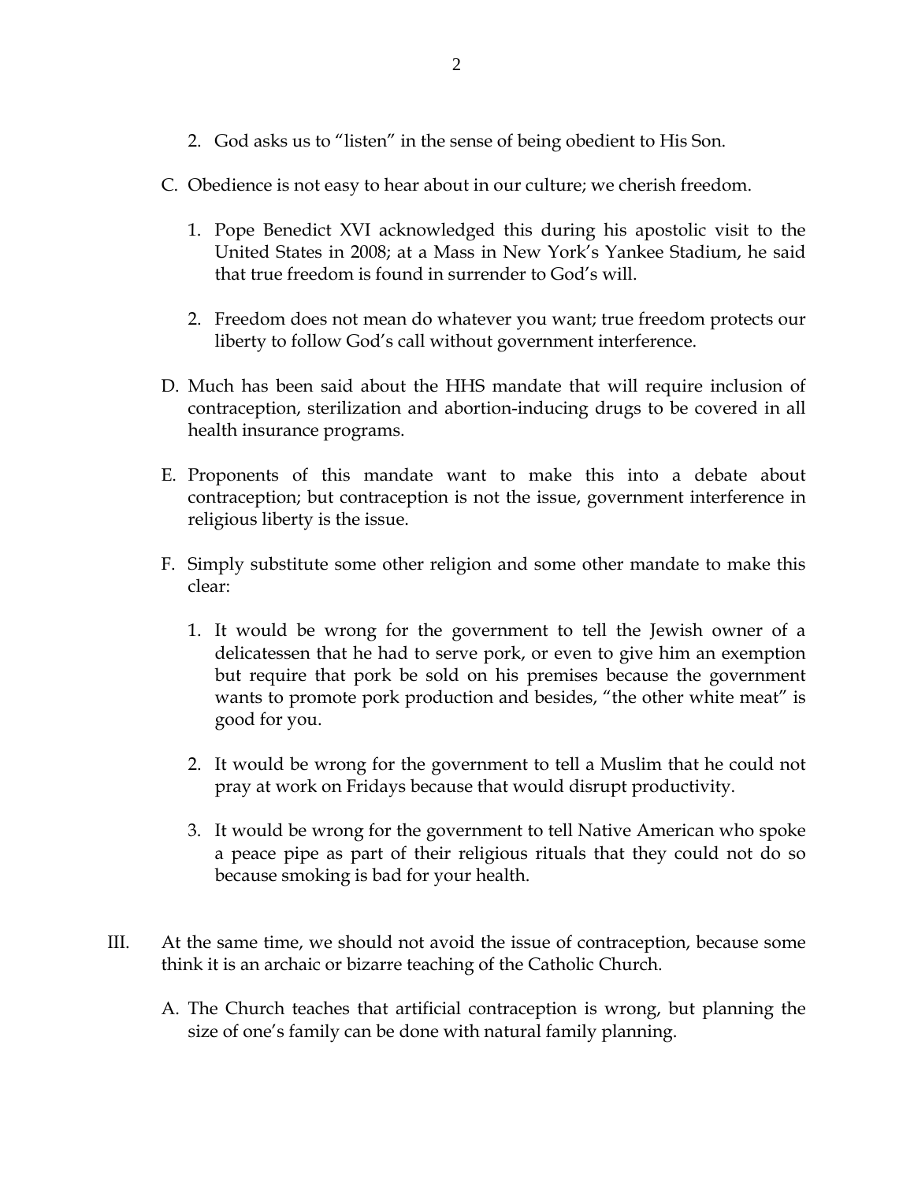2. God asks us to "listen" in the sense of being obedient to His Son.

C. Obedience is not easy to hear about in our culture; we cherish freedom.

   1. Pope Benedict XVI acknowledged this during his apostolic visit to the United States in 2008; at a Mass in New York's Yankee Stadium, he said that true freedom is found in surrender to God's will.

   2. Freedom does not mean do whatever you want; true freedom protects our liberty to follow God's call without government interference.

D. Much has been said about the HHS mandate that will require inclusion of contraception, sterilization and abortion-inducing drugs to be covered in all health insurance programs.

E. Proponents of this mandate want to make this into a debate about contraception; but contraception is not the issue, government interference in religious liberty is the issue.

F. Simply substitute some other religion and some other mandate to make this clear:

   1. It would be wrong for the government to tell the Jewish owner of a delicatessen that he had to serve pork, or even to give him an exemption but require that pork be sold on his premises because the government wants to promote pork production and besides, "the other white meat" is good for you.

   2. It would be wrong for the government to tell a Muslim that he could not pray at work on Fridays because that would disrupt productivity.

   3. It would be wrong for the government to tell Native American who spoke a peace pipe as part of their religious rituals that they could not do so because smoking is bad for your health.

III. At the same time, we should not avoid the issue of contraception, because some think it is an archaic or bizarre teaching of the Catholic Church.

   A. The Church teaches that artificial contraception is wrong, but planning the size of one's family can be done with natural family planning.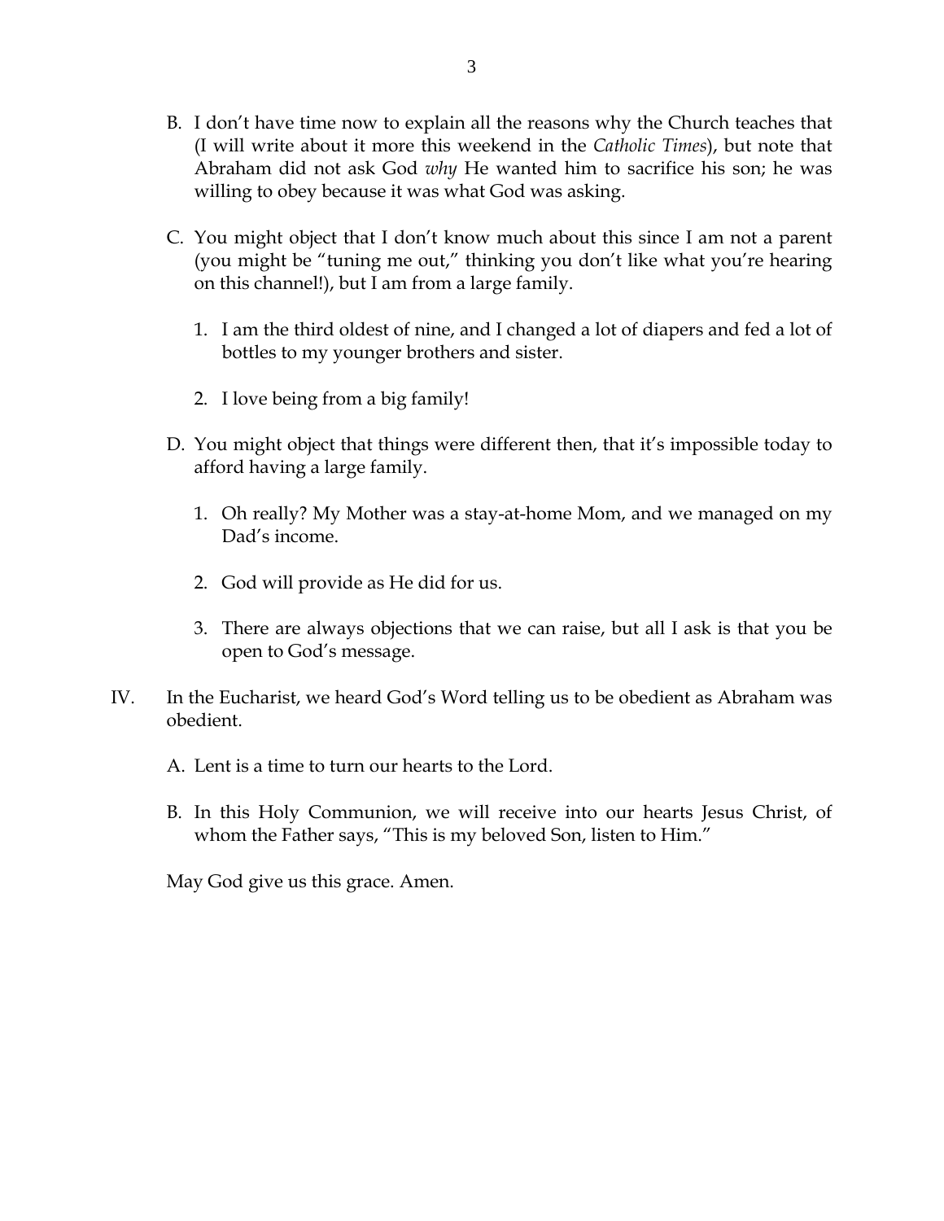B. I don't have time now to explain all the reasons why the Church teaches that (I will write about it more this weekend in the *Catholic Times*), but note that Abraham did not ask God *why* He wanted him to sacrifice his son; he was willing to obey because it was what God was asking.

C. You might object that I don't know much about this since I am not a parent (you might be "tuning me out," thinking you don't like what you're hearing on this channel!), but I am from a large family.

   1. I am the third oldest of nine, and I changed a lot of diapers and fed a lot of bottles to my younger brothers and sister.

   2. I love being from a big family!

D. You might object that things were different then, that it's impossible today to afford having a large family.

   1. Oh really? My Mother was a stay-at-home Mom, and we managed on my Dad's income.

   2. God will provide as He did for us.

   3. There are always objections that we can raise, but all I ask is that you be open to God's message.

IV. In the Eucharist, we heard God's Word telling us to be obedient as Abraham was obedient.

A. Lent is a time to turn our hearts to the Lord.

B. In this Holy Communion, we will receive into our hearts Jesus Christ, of whom the Father says, "This is my beloved Son, listen to Him."

May God give us this grace. Amen.